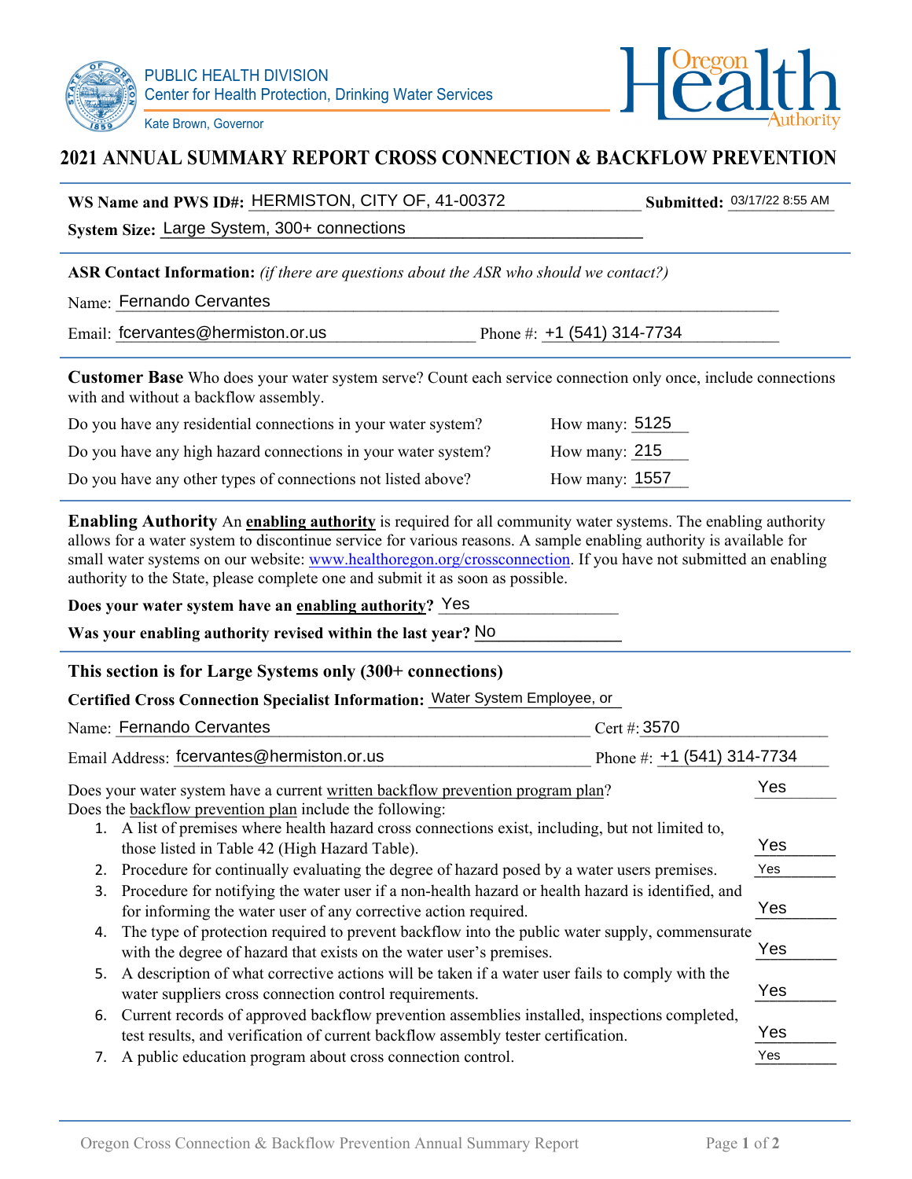PUBLIC HEALTH DIVISION
Center for Health Protection, Drinking Water Services

Kate Brown, Governor

Oregon Health Authority

# 2021 ANNUAL SUMMARY REPORT CROSS CONNECTION & BACKFLOW PREVENTION

**WS Name and PWS ID#:** HERMISTON, CITY OF, 41-00372 **Submitted:** 03/17/22 8:55 AM

**System Size:** Large System, 300+ connections

**ASR Contact Information:** *(if there are questions about the ASR who should we contact?)*

Name: Fernando Cervantes

Email: fcervantes@hermiston.or.us Phone #: +1 (541) 314-7734

**Customer Base** Who does your water system serve? Count each service connection only once, include connections with and without a backflow assembly.

Do you have any residential connections in your water system? How many: 5125

Do you have any high hazard connections in your water system? How many: 215

Do you have any other types of connections not listed above? How many: 1557

**Enabling Authority** An **enabling authority** is required for all community water systems. The enabling authority allows for a water system to discontinue service for various reasons. A sample enabling authority is available for small water systems on our website: www.healthoregon.org/crossconnection. If you have not submitted an enabling authority to the State, please complete one and submit it as soon as possible.

**Does your water system have an enabling authority?** Yes

**Was your enabling authority revised within the last year?** No

**This section is for Large Systems only (300+ connections)**

**Certified Cross Connection Specialist Information:** Water System Employee, or

Name: Fernando Cervantes Cert #: 3570

Email Address: fcervantes@hermiston.or.us Phone #: +1 (541) 314-7734

Does your water system have a current written backflow prevention program plan? Yes

Does the backflow prevention plan include the following:

1. A list of premises where health hazard cross connections exist, including, but not limited to, those listed in Table 42 (High Hazard Table). Yes
2. Procedure for continually evaluating the degree of hazard posed by a water users premises. Yes
3. Procedure for notifying the water user if a non-health hazard or health hazard is identified, and for informing the water user of any corrective action required. Yes
4. The type of protection required to prevent backflow into the public water supply, commensurate with the degree of hazard that exists on the water user's premises. Yes
5. A description of what corrective actions will be taken if a water user fails to comply with the water suppliers cross connection control requirements. Yes
6. Current records of approved backflow prevention assemblies installed, inspections completed, test results, and verification of current backflow assembly tester certification. Yes
7. A public education program about cross connection control. Yes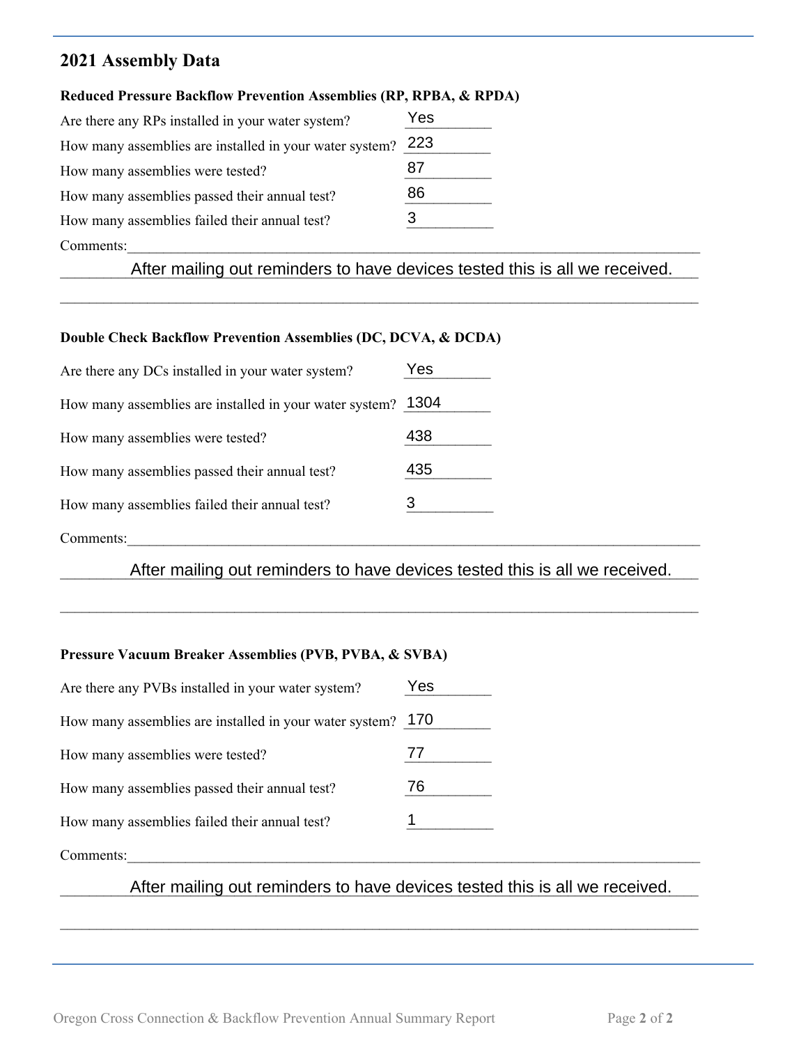## 2021 Assembly Data

### Reduced Pressure Backflow Prevention Assemblies (RP, RPBA, & RPDA)

Are there any RPs installed in your water system? Yes

How many assemblies are installed in your water system? 223

How many assemblies were tested? 87

How many assemblies passed their annual test? 86

How many assemblies failed their annual test? 3

Comments:

After mailing out reminders to have devices tested this is all we received.

### Double Check Backflow Prevention Assemblies (DC, DCVA, & DCDA)

Are there any DCs installed in your water system? Yes

How many assemblies are installed in your water system? 1304

How many assemblies were tested? 438

How many assemblies passed their annual test? 435

How many assemblies failed their annual test? 3

Comments:

After mailing out reminders to have devices tested this is all we received.

### Pressure Vacuum Breaker Assemblies (PVB, PVBA, & SVBA)

Are there any PVBs installed in your water system? Yes

How many assemblies are installed in your water system? 170

How many assemblies were tested? 77

How many assemblies passed their annual test? 76

How many assemblies failed their annual test? 1

Comments:

After mailing out reminders to have devices tested this is all we received.